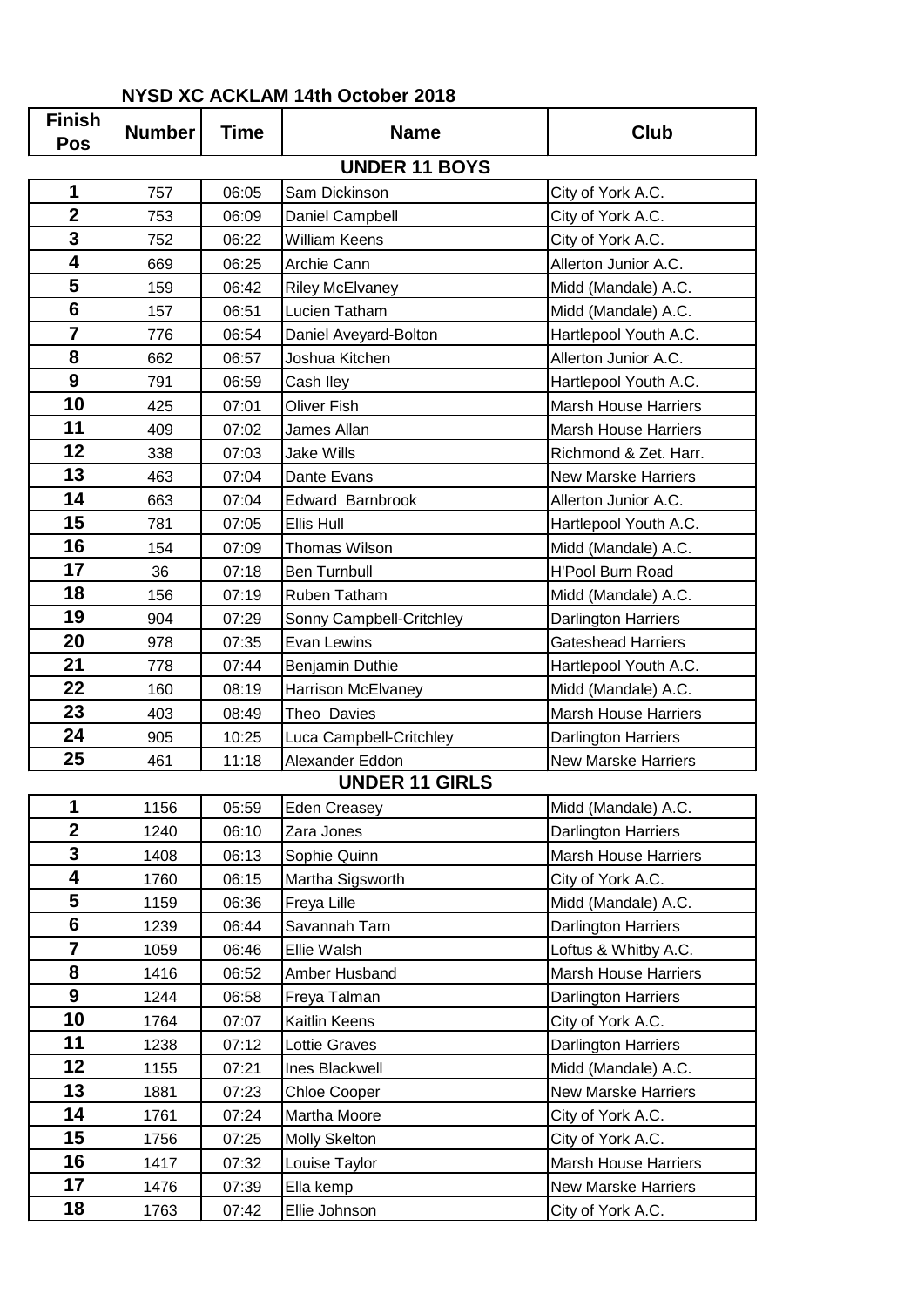# NYSD XC ACKLAM 14th October 2018

| Finish Pos | Number | Time | Name | Club |
|---|---|---|---|---|
| **UNDER 11 BOYS** | | | | |
| 1 | 757 | 06:05 | Sam Dickinson | City of York A.C. |
| 2 | 753 | 06:09 | Daniel Campbell | City of York A.C. |
| 3 | 752 | 06:22 | William Keens | City of York A.C. |
| 4 | 669 | 06:25 | Archie Cann | Allerton Junior A.C. |
| 5 | 159 | 06:42 | Riley McElvaney | Midd (Mandale) A.C. |
| 6 | 157 | 06:51 | Lucien Tatham | Midd (Mandale) A.C. |
| 7 | 776 | 06:54 | Daniel Aveyard-Bolton | Hartlepool Youth A.C. |
| 8 | 662 | 06:57 | Joshua Kitchen | Allerton Junior A.C. |
| 9 | 791 | 06:59 | Cash Iley | Hartlepool Youth A.C. |
| 10 | 425 | 07:01 | Oliver Fish | Marsh House Harriers |
| 11 | 409 | 07:02 | James Allan | Marsh House Harriers |
| 12 | 338 | 07:03 | Jake Wills | Richmond & Zet. Harr. |
| 13 | 463 | 07:04 | Dante Evans | New Marske Harriers |
| 14 | 663 | 07:04 | Edward Barnbrook | Allerton Junior A.C. |
| 15 | 781 | 07:05 | Ellis Hull | Hartlepool Youth A.C. |
| 16 | 154 | 07:09 | Thomas Wilson | Midd (Mandale) A.C. |
| 17 | 36 | 07:18 | Ben Turnbull | H'Pool Burn Road |
| 18 | 156 | 07:19 | Ruben Tatham | Midd (Mandale) A.C. |
| 19 | 904 | 07:29 | Sonny Campbell-Critchley | Darlington Harriers |
| 20 | 978 | 07:35 | Evan Lewins | Gateshead Harriers |
| 21 | 778 | 07:44 | Benjamin Duthie | Hartlepool Youth A.C. |
| 22 | 160 | 08:19 | Harrison McElvaney | Midd (Mandale) A.C. |
| 23 | 403 | 08:49 | Theo Davies | Marsh House Harriers |
| 24 | 905 | 10:25 | Luca Campbell-Critchley | Darlington Harriers |
| 25 | 461 | 11:18 | Alexander Eddon | New Marske Harriers |
| **UNDER 11 GIRLS** | | | | |
| 1 | 1156 | 05:59 | Eden Creasey | Midd (Mandale) A.C. |
| 2 | 1240 | 06:10 | Zara Jones | Darlington Harriers |
| 3 | 1408 | 06:13 | Sophie Quinn | Marsh House Harriers |
| 4 | 1760 | 06:15 | Martha Sigsworth | City of York A.C. |
| 5 | 1159 | 06:36 | Freya Lille | Midd (Mandale) A.C. |
| 6 | 1239 | 06:44 | Savannah Tarn | Darlington Harriers |
| 7 | 1059 | 06:46 | Ellie Walsh | Loftus & Whitby A.C. |
| 8 | 1416 | 06:52 | Amber Husband | Marsh House Harriers |
| 9 | 1244 | 06:58 | Freya Talman | Darlington Harriers |
| 10 | 1764 | 07:07 | Kaitlin Keens | City of York A.C. |
| 11 | 1238 | 07:12 | Lottie Graves | Darlington Harriers |
| 12 | 1155 | 07:21 | Ines Blackwell | Midd (Mandale) A.C. |
| 13 | 1881 | 07:23 | Chloe Cooper | New Marske Harriers |
| 14 | 1761 | 07:24 | Martha Moore | City of York A.C. |
| 15 | 1756 | 07:25 | Molly Skelton | City of York A.C. |
| 16 | 1417 | 07:32 | Louise Taylor | Marsh House Harriers |
| 17 | 1476 | 07:39 | Ella kemp | New Marske Harriers |
| 18 | 1763 | 07:42 | Ellie Johnson | City of York A.C. |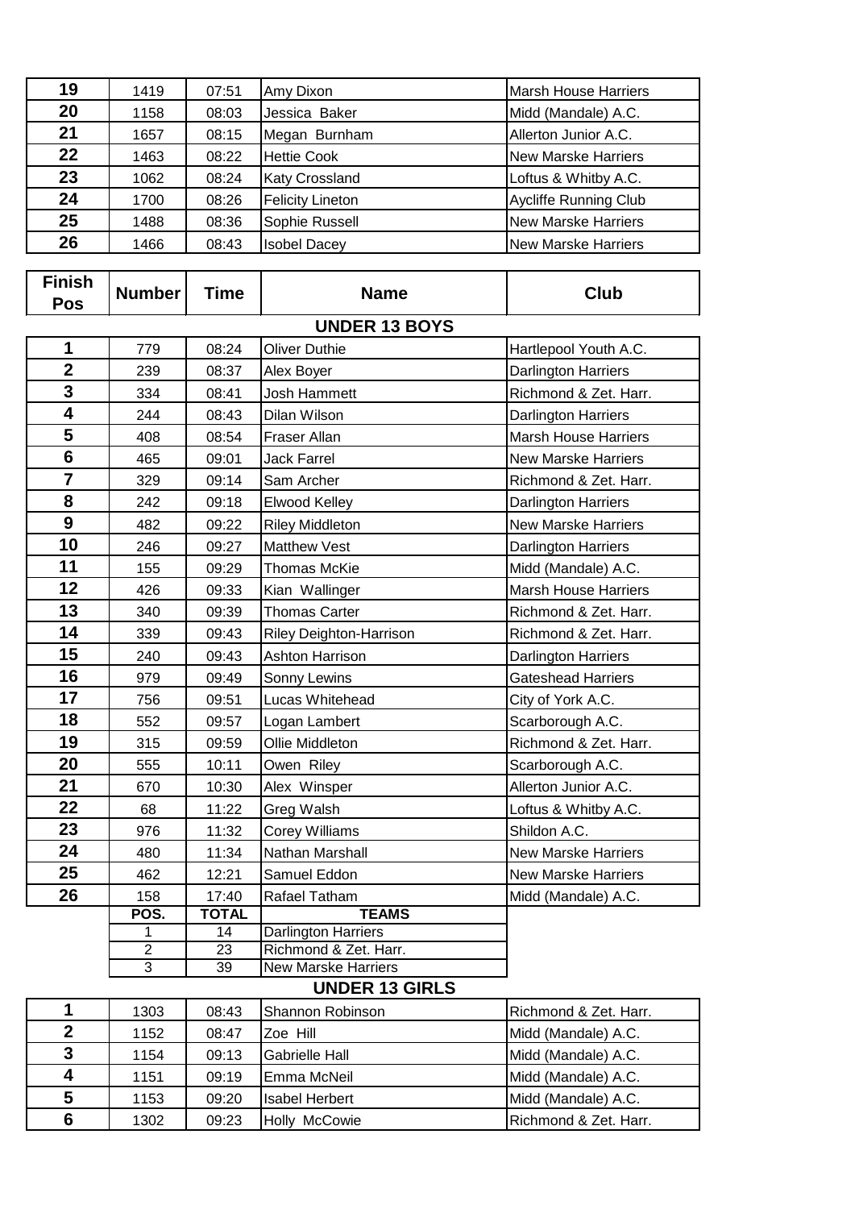| Finish Pos | Number | Time | Name | Club |
|---|---|---|---|---|
| 19 | 1419 | 07:51 | Amy Dixon | Marsh House Harriers |
| 20 | 1158 | 08:03 | Jessica Baker | Midd (Mandale) A.C. |
| 21 | 1657 | 08:15 | Megan Burnham | Allerton Junior A.C. |
| 22 | 1463 | 08:22 | Hettie Cook | New Marske Harriers |
| 23 | 1062 | 08:24 | Katy Crossland | Loftus & Whitby A.C. |
| 24 | 1700 | 08:26 | Felicity Lineton | Aycliffe Running Club |
| 25 | 1488 | 08:36 | Sophie Russell | New Marske Harriers |
| 26 | 1466 | 08:43 | Isobel Dacey | New Marske Harriers |

| Finish Pos | Number | Time | Name | Club |
|---|---|---|---|---|
| | | | **UNDER 13 BOYS** | |
| 1 | 779 | 08:24 | Oliver Duthie | Hartlepool Youth A.C. |
| 2 | 239 | 08:37 | Alex Boyer | Darlington Harriers |
| 3 | 334 | 08:41 | Josh Hammett | Richmond & Zet. Harr. |
| 4 | 244 | 08:43 | Dilan Wilson | Darlington Harriers |
| 5 | 408 | 08:54 | Fraser Allan | Marsh House Harriers |
| 6 | 465 | 09:01 | Jack Farrel | New Marske Harriers |
| 7 | 329 | 09:14 | Sam Archer | Richmond & Zet. Harr. |
| 8 | 242 | 09:18 | Elwood Kelley | Darlington Harriers |
| 9 | 482 | 09:22 | Riley Middleton | New Marske Harriers |
| 10 | 246 | 09:27 | Matthew Vest | Darlington Harriers |
| 11 | 155 | 09:29 | Thomas McKie | Midd (Mandale) A.C. |
| 12 | 426 | 09:33 | Kian Wallinger | Marsh House Harriers |
| 13 | 340 | 09:39 | Thomas Carter | Richmond & Zet. Harr. |
| 14 | 339 | 09:43 | Riley Deighton-Harrison | Richmond & Zet. Harr. |
| 15 | 240 | 09:43 | Ashton Harrison | Darlington Harriers |
| 16 | 979 | 09:49 | Sonny Lewins | Gateshead Harriers |
| 17 | 756 | 09:51 | Lucas Whitehead | City of York A.C. |
| 18 | 552 | 09:57 | Logan Lambert | Scarborough A.C. |
| 19 | 315 | 09:59 | Ollie Middleton | Richmond & Zet. Harr. |
| 20 | 555 | 10:11 | Owen Riley | Scarborough A.C. |
| 21 | 670 | 10:30 | Alex Winsper | Allerton Junior A.C. |
| 22 | 68 | 11:22 | Greg Walsh | Loftus & Whitby A.C. |
| 23 | 976 | 11:32 | Corey Williams | Shildon A.C. |
| 24 | 480 | 11:34 | Nathan Marshall | New Marske Harriers |
| 25 | 462 | 12:21 | Samuel Eddon | New Marske Harriers |
| 26 | 158 | 17:40 | Rafael Tatham | Midd (Mandale) A.C. |

| POS. | TOTAL | TEAMS |
|---|---|---|
| 1 | 14 | Darlington Harriers |
| 2 | 23 | Richmond & Zet. Harr. |
| 3 | 39 | New Marske Harriers |

| Finish Pos | Number | Time | Name | Club |
|---|---|---|---|---|
| | | | **UNDER 13 GIRLS** | |
| 1 | 1303 | 08:43 | Shannon Robinson | Richmond & Zet. Harr. |
| 2 | 1152 | 08:47 | Zoe Hill | Midd (Mandale) A.C. |
| 3 | 1154 | 09:13 | Gabrielle Hall | Midd (Mandale) A.C. |
| 4 | 1151 | 09:19 | Emma McNeil | Midd (Mandale) A.C. |
| 5 | 1153 | 09:20 | Isabel Herbert | Midd (Mandale) A.C. |
| 6 | 1302 | 09:23 | Holly McCowie | Richmond & Zet. Harr. |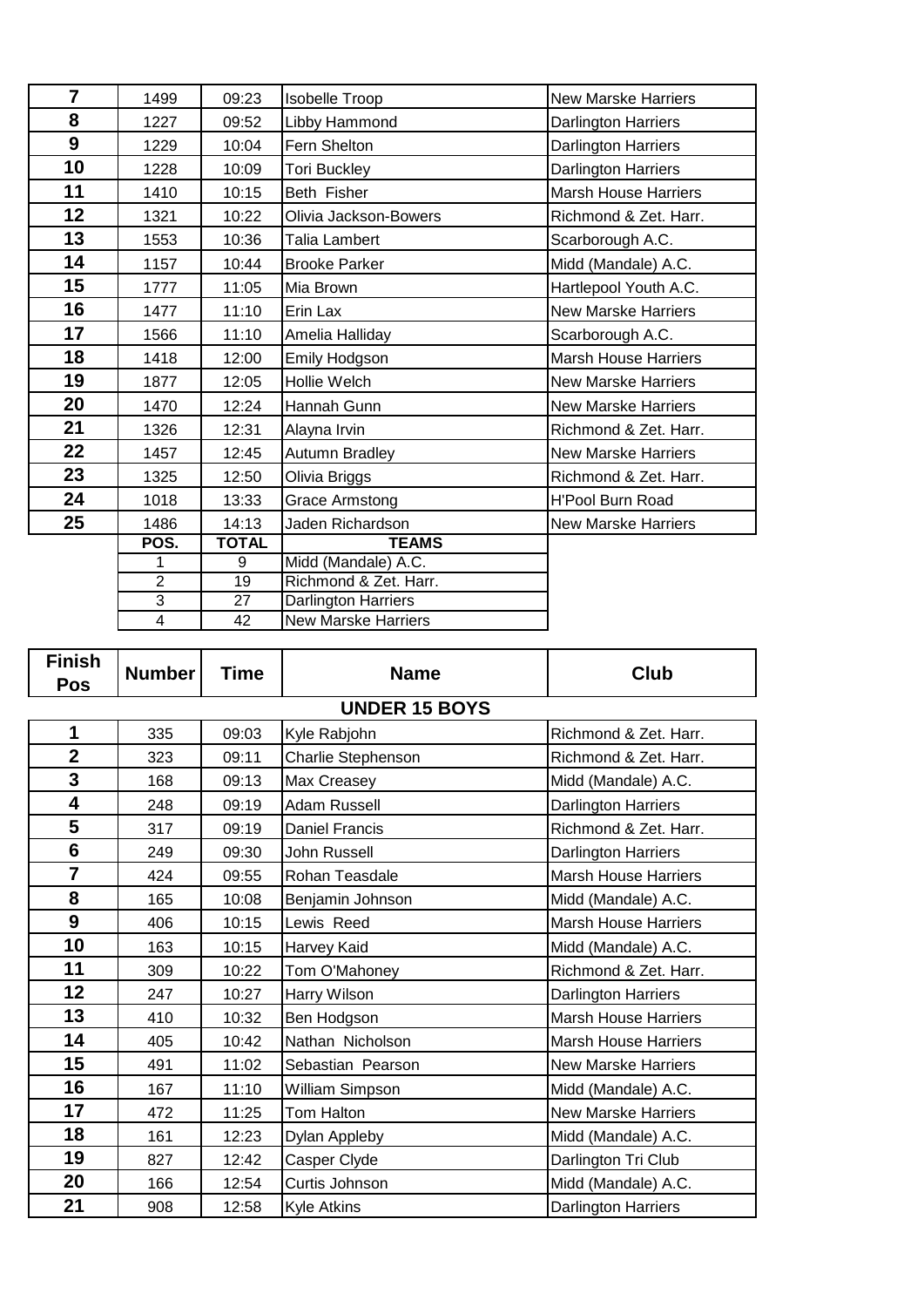| Finish Pos | Number | Time | Name | Club |
|---|---|---|---|---|
| 7 | 1499 | 09:23 | Isobelle Troop | New Marske Harriers |
| 8 | 1227 | 09:52 | Libby Hammond | Darlington Harriers |
| 9 | 1229 | 10:04 | Fern Shelton | Darlington Harriers |
| 10 | 1228 | 10:09 | Tori Buckley | Darlington Harriers |
| 11 | 1410 | 10:15 | Beth Fisher | Marsh House Harriers |
| 12 | 1321 | 10:22 | Olivia Jackson-Bowers | Richmond & Zet. Harr. |
| 13 | 1553 | 10:36 | Talia Lambert | Scarborough A.C. |
| 14 | 1157 | 10:44 | Brooke Parker | Midd (Mandale) A.C. |
| 15 | 1777 | 11:05 | Mia Brown | Hartlepool Youth A.C. |
| 16 | 1477 | 11:10 | Erin Lax | New Marske Harriers |
| 17 | 1566 | 11:10 | Amelia Halliday | Scarborough A.C. |
| 18 | 1418 | 12:00 | Emily Hodgson | Marsh House Harriers |
| 19 | 1877 | 12:05 | Hollie Welch | New Marske Harriers |
| 20 | 1470 | 12:24 | Hannah Gunn | New Marske Harriers |
| 21 | 1326 | 12:31 | Alayna Irvin | Richmond & Zet. Harr. |
| 22 | 1457 | 12:45 | Autumn Bradley | New Marske Harriers |
| 23 | 1325 | 12:50 | Olivia Briggs | Richmond & Zet. Harr. |
| 24 | 1018 | 13:33 | Grace Armstong | H'Pool Burn Road |
| 25 | 1486 | 14:13 | Jaden Richardson | New Marske Harriers |

| POS. | TOTAL | TEAMS |
|---|---|---|
| 1 | 9 | Midd (Mandale) A.C. |
| 2 | 19 | Richmond & Zet. Harr. |
| 3 | 27 | Darlington Harriers |
| 4 | 42 | New Marske Harriers |

## UNDER 15 BOYS

| Finish Pos | Number | Time | Name | Club |
|---|---|---|---|---|
| 1 | 335 | 09:03 | Kyle Rabjohn | Richmond & Zet. Harr. |
| 2 | 323 | 09:11 | Charlie Stephenson | Richmond & Zet. Harr. |
| 3 | 168 | 09:13 | Max Creasey | Midd (Mandale) A.C. |
| 4 | 248 | 09:19 | Adam Russell | Darlington Harriers |
| 5 | 317 | 09:19 | Daniel Francis | Richmond & Zet. Harr. |
| 6 | 249 | 09:30 | John Russell | Darlington Harriers |
| 7 | 424 | 09:55 | Rohan Teasdale | Marsh House Harriers |
| 8 | 165 | 10:08 | Benjamin Johnson | Midd (Mandale) A.C. |
| 9 | 406 | 10:15 | Lewis Reed | Marsh House Harriers |
| 10 | 163 | 10:15 | Harvey Kaid | Midd (Mandale) A.C. |
| 11 | 309 | 10:22 | Tom O'Mahoney | Richmond & Zet. Harr. |
| 12 | 247 | 10:27 | Harry Wilson | Darlington Harriers |
| 13 | 410 | 10:32 | Ben Hodgson | Marsh House Harriers |
| 14 | 405 | 10:42 | Nathan Nicholson | Marsh House Harriers |
| 15 | 491 | 11:02 | Sebastian Pearson | New Marske Harriers |
| 16 | 167 | 11:10 | William Simpson | Midd (Mandale) A.C. |
| 17 | 472 | 11:25 | Tom Halton | New Marske Harriers |
| 18 | 161 | 12:23 | Dylan Appleby | Midd (Mandale) A.C. |
| 19 | 827 | 12:42 | Casper Clyde | Darlington Tri Club |
| 20 | 166 | 12:54 | Curtis Johnson | Midd (Mandale) A.C. |
| 21 | 908 | 12:58 | Kyle Atkins | Darlington Harriers |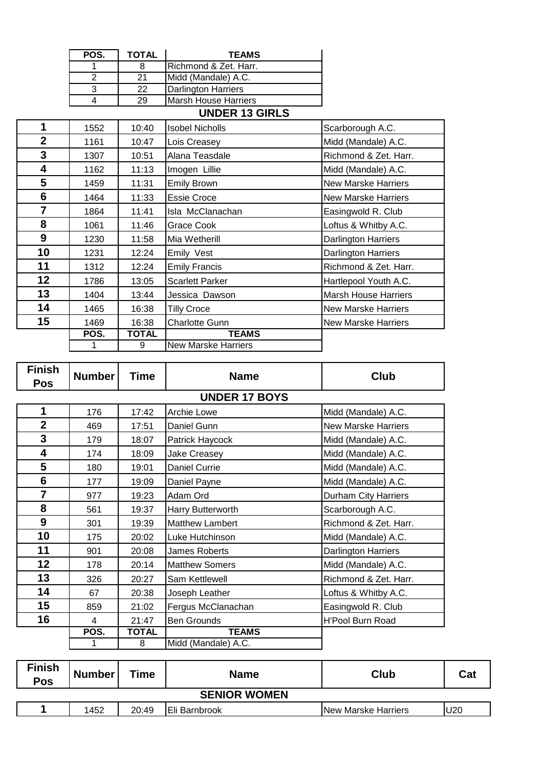| POS. | TOTAL | TEAMS |
|---|---|---|
| 1 | 8 | Richmond & Zet. Harr. |
| 2 | 21 | Midd (Mandale) A.C. |
| 3 | 22 | Darlington Harriers |
| 4 | 29 | Marsh House Harriers |

## UNDER 13 GIRLS

| Finish Pos | Number | Time | Name | Club |
|---|---|---|---|---|
| 1 | 1552 | 10:40 | Isobel Nicholls | Scarborough A.C. |
| 2 | 1161 | 10:47 | Lois Creasey | Midd (Mandale) A.C. |
| 3 | 1307 | 10:51 | Alana Teasdale | Richmond & Zet. Harr. |
| 4 | 1162 | 11:13 | Imogen Lillie | Midd (Mandale) A.C. |
| 5 | 1459 | 11:31 | Emily Brown | New Marske Harriers |
| 6 | 1464 | 11:33 | Essie Croce | New Marske Harriers |
| 7 | 1864 | 11:41 | Isla McClanachan | Easingwold R. Club |
| 8 | 1061 | 11:46 | Grace Cook | Loftus & Whitby A.C. |
| 9 | 1230 | 11:58 | Mia Wetherill | Darlington Harriers |
| 10 | 1231 | 12:24 | Emily Vest | Darlington Harriers |
| 11 | 1312 | 12:24 | Emily Francis | Richmond & Zet. Harr. |
| 12 | 1786 | 13:05 | Scarlett Parker | Hartlepool Youth A.C. |
| 13 | 1404 | 13:44 | Jessica Dawson | Marsh House Harriers |
| 14 | 1465 | 16:38 | Tilly Croce | New Marske Harriers |
| 15 | 1469 | 16:38 | Charlotte Gunn | New Marske Harriers |

| POS. | TOTAL | TEAMS |
|---|---|---|
| 1 | 9 | New Marske Harriers |

## UNDER 17 BOYS

| Finish Pos | Number | Time | Name | Club |
|---|---|---|---|---|
| 1 | 176 | 17:42 | Archie Lowe | Midd (Mandale) A.C. |
| 2 | 469 | 17:51 | Daniel Gunn | New Marske Harriers |
| 3 | 179 | 18:07 | Patrick Haycock | Midd (Mandale) A.C. |
| 4 | 174 | 18:09 | Jake Creasey | Midd (Mandale) A.C. |
| 5 | 180 | 19:01 | Daniel Currie | Midd (Mandale) A.C. |
| 6 | 177 | 19:09 | Daniel Payne | Midd (Mandale) A.C. |
| 7 | 977 | 19:23 | Adam Ord | Durham City Harriers |
| 8 | 561 | 19:37 | Harry Butterworth | Scarborough A.C. |
| 9 | 301 | 19:39 | Matthew Lambert | Richmond & Zet. Harr. |
| 10 | 175 | 20:02 | Luke Hutchinson | Midd (Mandale) A.C. |
| 11 | 901 | 20:08 | James Roberts | Darlington Harriers |
| 12 | 178 | 20:14 | Matthew Somers | Midd (Mandale) A.C. |
| 13 | 326 | 20:27 | Sam Kettlewell | Richmond & Zet. Harr. |
| 14 | 67 | 20:38 | Joseph Leather | Loftus & Whitby A.C. |
| 15 | 859 | 21:02 | Fergus McClanachan | Easingwold R. Club |
| 16 | 4 | 21:47 | Ben Grounds | H'Pool Burn Road |

| POS. | TOTAL | TEAMS |
|---|---|---|
| 1 | 8 | Midd (Mandale) A.C. |

## SENIOR WOMEN

| Finish Pos | Number | Time | Name | Club | Cat |
|---|---|---|---|---|---|
| 1 | 1452 | 20:49 | Eli Barnbrook | New Marske Harriers | U20 |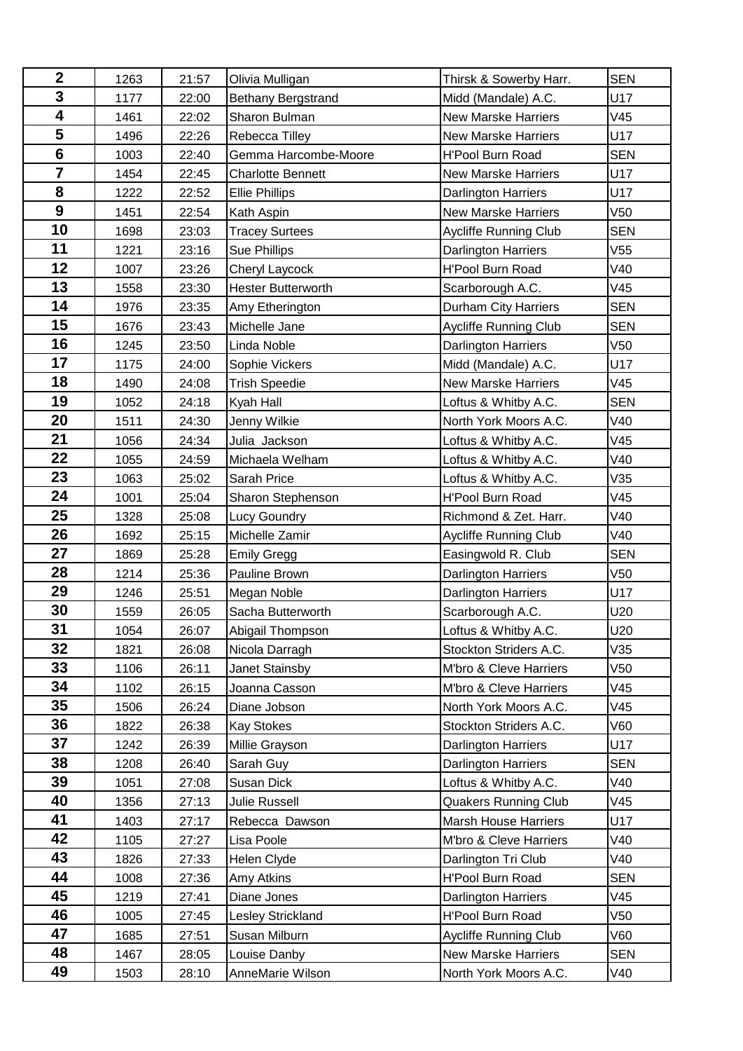| | | | | | |
|---|---|---|---|---|---|
| **2** | 1263 | 21:57 | Olivia Mulligan | Thirsk & Sowerby Harr. | SEN |
| **3** | 1177 | 22:00 | Bethany Bergstrand | Midd (Mandale) A.C. | U17 |
| **4** | 1461 | 22:02 | Sharon Bulman | New Marske Harriers | V45 |
| **5** | 1496 | 22:26 | Rebecca Tilley | New Marske Harriers | U17 |
| **6** | 1003 | 22:40 | Gemma Harcombe-Moore | H'Pool Burn Road | SEN |
| **7** | 1454 | 22:45 | Charlotte Bennett | New Marske Harriers | U17 |
| **8** | 1222 | 22:52 | Ellie Phillips | Darlington Harriers | U17 |
| **9** | 1451 | 22:54 | Kath Aspin | New Marske Harriers | V50 |
| **10** | 1698 | 23:03 | Tracey Surtees | Aycliffe Running Club | SEN |
| **11** | 1221 | 23:16 | Sue Phillips | Darlington Harriers | V55 |
| **12** | 1007 | 23:26 | Cheryl Laycock | H'Pool Burn Road | V40 |
| **13** | 1558 | 23:30 | Hester Butterworth | Scarborough A.C. | V45 |
| **14** | 1976 | 23:35 | Amy Etherington | Durham City Harriers | SEN |
| **15** | 1676 | 23:43 | Michelle Jane | Aycliffe Running Club | SEN |
| **16** | 1245 | 23:50 | Linda Noble | Darlington Harriers | V50 |
| **17** | 1175 | 24:00 | Sophie Vickers | Midd (Mandale) A.C. | U17 |
| **18** | 1490 | 24:08 | Trish Speedie | New Marske Harriers | V45 |
| **19** | 1052 | 24:18 | Kyah Hall | Loftus & Whitby A.C. | SEN |
| **20** | 1511 | 24:30 | Jenny Wilkie | North York Moors A.C. | V40 |
| **21** | 1056 | 24:34 | Julia Jackson | Loftus & Whitby A.C. | V45 |
| **22** | 1055 | 24:59 | Michaela Welham | Loftus & Whitby A.C. | V40 |
| **23** | 1063 | 25:02 | Sarah Price | Loftus & Whitby A.C. | V35 |
| **24** | 1001 | 25:04 | Sharon Stephenson | H'Pool Burn Road | V45 |
| **25** | 1328 | 25:08 | Lucy Goundry | Richmond & Zet. Harr. | V40 |
| **26** | 1692 | 25:15 | Michelle Zamir | Aycliffe Running Club | V40 |
| **27** | 1869 | 25:28 | Emily Gregg | Easingwold R. Club | SEN |
| **28** | 1214 | 25:36 | Pauline Brown | Darlington Harriers | V50 |
| **29** | 1246 | 25:51 | Megan Noble | Darlington Harriers | U17 |
| **30** | 1559 | 26:05 | Sacha Butterworth | Scarborough A.C. | U20 |
| **31** | 1054 | 26:07 | Abigail Thompson | Loftus & Whitby A.C. | U20 |
| **32** | 1821 | 26:08 | Nicola Darragh | Stockton Striders A.C. | V35 |
| **33** | 1106 | 26:11 | Janet Stainsby | M'bro & Cleve Harriers | V50 |
| **34** | 1102 | 26:15 | Joanna Casson | M'bro & Cleve Harriers | V45 |
| **35** | 1506 | 26:24 | Diane Jobson | North York Moors A.C. | V45 |
| **36** | 1822 | 26:38 | Kay Stokes | Stockton Striders A.C. | V60 |
| **37** | 1242 | 26:39 | Millie Grayson | Darlington Harriers | U17 |
| **38** | 1208 | 26:40 | Sarah Guy | Darlington Harriers | SEN |
| **39** | 1051 | 27:08 | Susan Dick | Loftus & Whitby A.C. | V40 |
| **40** | 1356 | 27:13 | Julie Russell | Quakers Running Club | V45 |
| **41** | 1403 | 27:17 | Rebecca Dawson | Marsh House Harriers | U17 |
| **42** | 1105 | 27:27 | Lisa Poole | M'bro & Cleve Harriers | V40 |
| **43** | 1826 | 27:33 | Helen Clyde | Darlington Tri Club | V40 |
| **44** | 1008 | 27:36 | Amy Atkins | H'Pool Burn Road | SEN |
| **45** | 1219 | 27:41 | Diane Jones | Darlington Harriers | V45 |
| **46** | 1005 | 27:45 | Lesley Strickland | H'Pool Burn Road | V50 |
| **47** | 1685 | 27:51 | Susan Milburn | Aycliffe Running Club | V60 |
| **48** | 1467 | 28:05 | Louise Danby | New Marske Harriers | SEN |
| **49** | 1503 | 28:10 | AnneMarie Wilson | North York Moors A.C. | V40 |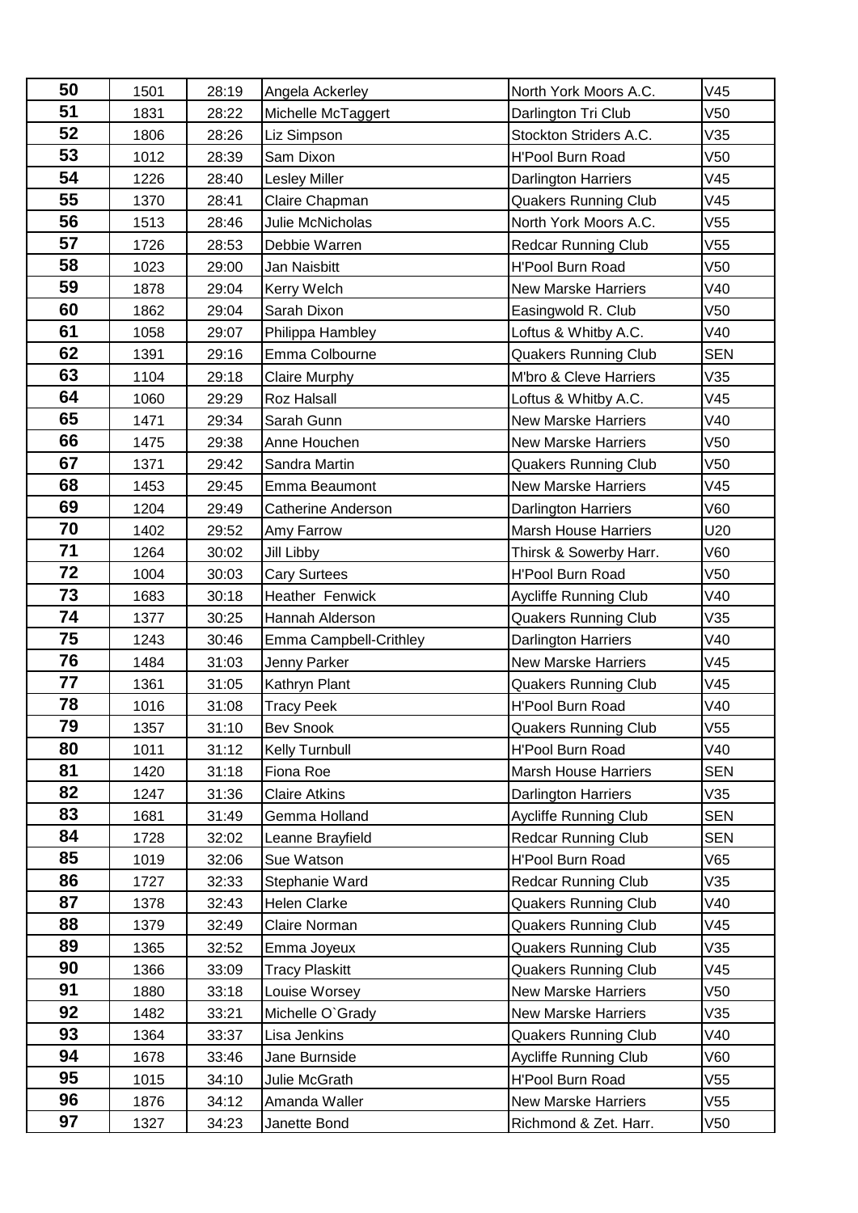| | | | | | |
|---|---|---|---|---|---|
| 50 | 1501 | 28:19 | Angela Ackerley | North York Moors A.C. | V45 |
| 51 | 1831 | 28:22 | Michelle McTaggert | Darlington Tri Club | V50 |
| 52 | 1806 | 28:26 | Liz Simpson | Stockton Striders A.C. | V35 |
| 53 | 1012 | 28:39 | Sam Dixon | H'Pool Burn Road | V50 |
| 54 | 1226 | 28:40 | Lesley Miller | Darlington Harriers | V45 |
| 55 | 1370 | 28:41 | Claire Chapman | Quakers Running Club | V45 |
| 56 | 1513 | 28:46 | Julie McNicholas | North York Moors A.C. | V55 |
| 57 | 1726 | 28:53 | Debbie Warren | Redcar Running Club | V55 |
| 58 | 1023 | 29:00 | Jan Naisbitt | H'Pool Burn Road | V50 |
| 59 | 1878 | 29:04 | Kerry Welch | New Marske Harriers | V40 |
| 60 | 1862 | 29:04 | Sarah Dixon | Easingwold R. Club | V50 |
| 61 | 1058 | 29:07 | Philippa Hambley | Loftus & Whitby A.C. | V40 |
| 62 | 1391 | 29:16 | Emma Colbourne | Quakers Running Club | SEN |
| 63 | 1104 | 29:18 | Claire Murphy | M'bro & Cleve Harriers | V35 |
| 64 | 1060 | 29:29 | Roz Halsall | Loftus & Whitby A.C. | V45 |
| 65 | 1471 | 29:34 | Sarah Gunn | New Marske Harriers | V40 |
| 66 | 1475 | 29:38 | Anne Houchen | New Marske Harriers | V50 |
| 67 | 1371 | 29:42 | Sandra Martin | Quakers Running Club | V50 |
| 68 | 1453 | 29:45 | Emma Beaumont | New Marske Harriers | V45 |
| 69 | 1204 | 29:49 | Catherine Anderson | Darlington Harriers | V60 |
| 70 | 1402 | 29:52 | Amy Farrow | Marsh House Harriers | U20 |
| 71 | 1264 | 30:02 | Jill Libby | Thirsk & Sowerby Harr. | V60 |
| 72 | 1004 | 30:03 | Cary Surtees | H'Pool Burn Road | V50 |
| 73 | 1683 | 30:18 | Heather Fenwick | Aycliffe Running Club | V40 |
| 74 | 1377 | 30:25 | Hannah Alderson | Quakers Running Club | V35 |
| 75 | 1243 | 30:46 | Emma Campbell-Crithley | Darlington Harriers | V40 |
| 76 | 1484 | 31:03 | Jenny Parker | New Marske Harriers | V45 |
| 77 | 1361 | 31:05 | Kathryn Plant | Quakers Running Club | V45 |
| 78 | 1016 | 31:08 | Tracy Peek | H'Pool Burn Road | V40 |
| 79 | 1357 | 31:10 | Bev Snook | Quakers Running Club | V55 |
| 80 | 1011 | 31:12 | Kelly Turnbull | H'Pool Burn Road | V40 |
| 81 | 1420 | 31:18 | Fiona Roe | Marsh House Harriers | SEN |
| 82 | 1247 | 31:36 | Claire Atkins | Darlington Harriers | V35 |
| 83 | 1681 | 31:49 | Gemma Holland | Aycliffe Running Club | SEN |
| 84 | 1728 | 32:02 | Leanne Brayfield | Redcar Running Club | SEN |
| 85 | 1019 | 32:06 | Sue Watson | H'Pool Burn Road | V65 |
| 86 | 1727 | 32:33 | Stephanie Ward | Redcar Running Club | V35 |
| 87 | 1378 | 32:43 | Helen Clarke | Quakers Running Club | V40 |
| 88 | 1379 | 32:49 | Claire Norman | Quakers Running Club | V45 |
| 89 | 1365 | 32:52 | Emma Joyeux | Quakers Running Club | V35 |
| 90 | 1366 | 33:09 | Tracy Plaskitt | Quakers Running Club | V45 |
| 91 | 1880 | 33:18 | Louise Worsey | New Marske Harriers | V50 |
| 92 | 1482 | 33:21 | Michelle O`Grady | New Marske Harriers | V35 |
| 93 | 1364 | 33:37 | Lisa Jenkins | Quakers Running Club | V40 |
| 94 | 1678 | 33:46 | Jane Burnside | Aycliffe Running Club | V60 |
| 95 | 1015 | 34:10 | Julie McGrath | H'Pool Burn Road | V55 |
| 96 | 1876 | 34:12 | Amanda Waller | New Marske Harriers | V55 |
| 97 | 1327 | 34:23 | Janette Bond | Richmond & Zet. Harr. | V50 |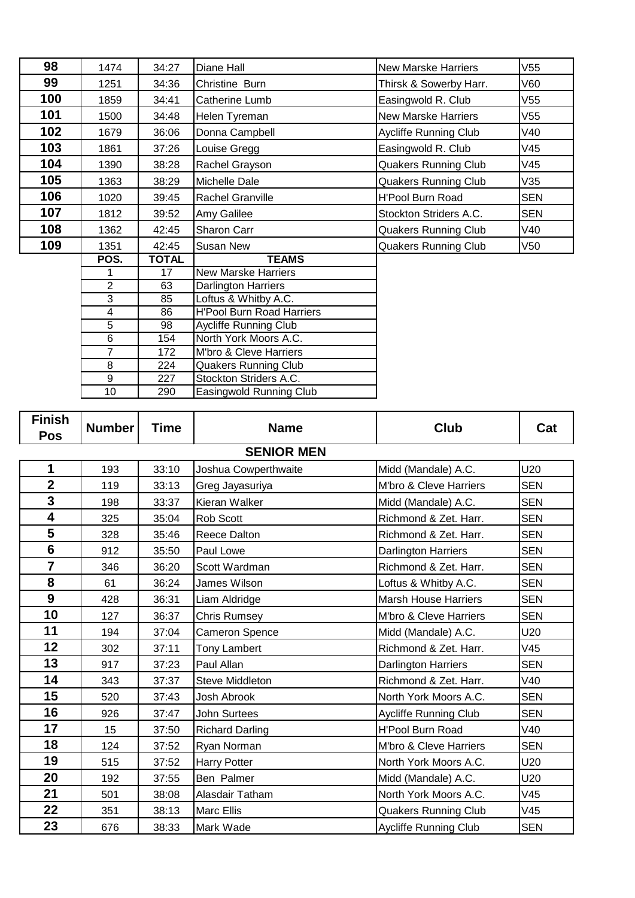| | | | | | |
|---|---|---|---|---|---|
| **98** | 1474 | 34:27 | Diane Hall | New Marske Harriers | V55 |
| **99** | 1251 | 34:36 | Christine Burn | Thirsk & Sowerby Harr. | V60 |
| **100** | 1859 | 34:41 | Catherine Lumb | Easingwold R. Club | V55 |
| **101** | 1500 | 34:48 | Helen Tyreman | New Marske Harriers | V55 |
| **102** | 1679 | 36:06 | Donna Campbell | Aycliffe Running Club | V40 |
| **103** | 1861 | 37:26 | Louise Gregg | Easingwold R. Club | V45 |
| **104** | 1390 | 38:28 | Rachel Grayson | Quakers Running Club | V45 |
| **105** | 1363 | 38:29 | Michelle Dale | Quakers Running Club | V35 |
| **106** | 1020 | 39:45 | Rachel Granville | H'Pool Burn Road | SEN |
| **107** | 1812 | 39:52 | Amy Galilee | Stockton Striders A.C. | SEN |
| **108** | 1362 | 42:45 | Sharon Carr | Quakers Running Club | V40 |
| **109** | 1351 | 42:45 | Susan New | Quakers Running Club | V50 |

| POS. | TOTAL | TEAMS |
|---|---|---|
| 1 | 17 | New Marske Harriers |
| 2 | 63 | Darlington Harriers |
| 3 | 85 | Loftus & Whitby A.C. |
| 4 | 86 | H'Pool Burn Road Harriers |
| 5 | 98 | Aycliffe Running Club |
| 6 | 154 | North York Moors A.C. |
| 7 | 172 | M'bro & Cleve Harriers |
| 8 | 224 | Quakers Running Club |
| 9 | 227 | Stockton Striders A.C. |
| 10 | 290 | Easingwold Running Club |

## SENIOR MEN

| Finish Pos | Number | Time | Name | Club | Cat |
|---|---|---|---|---|---|
| **1** | 193 | 33:10 | Joshua Cowperthwaite | Midd (Mandale) A.C. | U20 |
| **2** | 119 | 33:13 | Greg Jayasuriya | M'bro & Cleve Harriers | SEN |
| **3** | 198 | 33:37 | Kieran Walker | Midd (Mandale) A.C. | SEN |
| **4** | 325 | 35:04 | Rob Scott | Richmond & Zet. Harr. | SEN |
| **5** | 328 | 35:46 | Reece Dalton | Richmond & Zet. Harr. | SEN |
| **6** | 912 | 35:50 | Paul Lowe | Darlington Harriers | SEN |
| **7** | 346 | 36:20 | Scott Wardman | Richmond & Zet. Harr. | SEN |
| **8** | 61 | 36:24 | James Wilson | Loftus & Whitby A.C. | SEN |
| **9** | 428 | 36:31 | Liam Aldridge | Marsh House Harriers | SEN |
| **10** | 127 | 36:37 | Chris Rumsey | M'bro & Cleve Harriers | SEN |
| **11** | 194 | 37:04 | Cameron Spence | Midd (Mandale) A.C. | U20 |
| **12** | 302 | 37:11 | Tony Lambert | Richmond & Zet. Harr. | V45 |
| **13** | 917 | 37:23 | Paul Allan | Darlington Harriers | SEN |
| **14** | 343 | 37:37 | Steve Middleton | Richmond & Zet. Harr. | V40 |
| **15** | 520 | 37:43 | Josh Abrook | North York Moors A.C. | SEN |
| **16** | 926 | 37:47 | John Surtees | Aycliffe Running Club | SEN |
| **17** | 15 | 37:50 | Richard Darling | H'Pool Burn Road | V40 |
| **18** | 124 | 37:52 | Ryan Norman | M'bro & Cleve Harriers | SEN |
| **19** | 515 | 37:52 | Harry Potter | North York Moors A.C. | U20 |
| **20** | 192 | 37:55 | Ben Palmer | Midd (Mandale) A.C. | U20 |
| **21** | 501 | 38:08 | Alasdair Tatham | North York Moors A.C. | V45 |
| **22** | 351 | 38:13 | Marc Ellis | Quakers Running Club | V45 |
| **23** | 676 | 38:33 | Mark Wade | Aycliffe Running Club | SEN |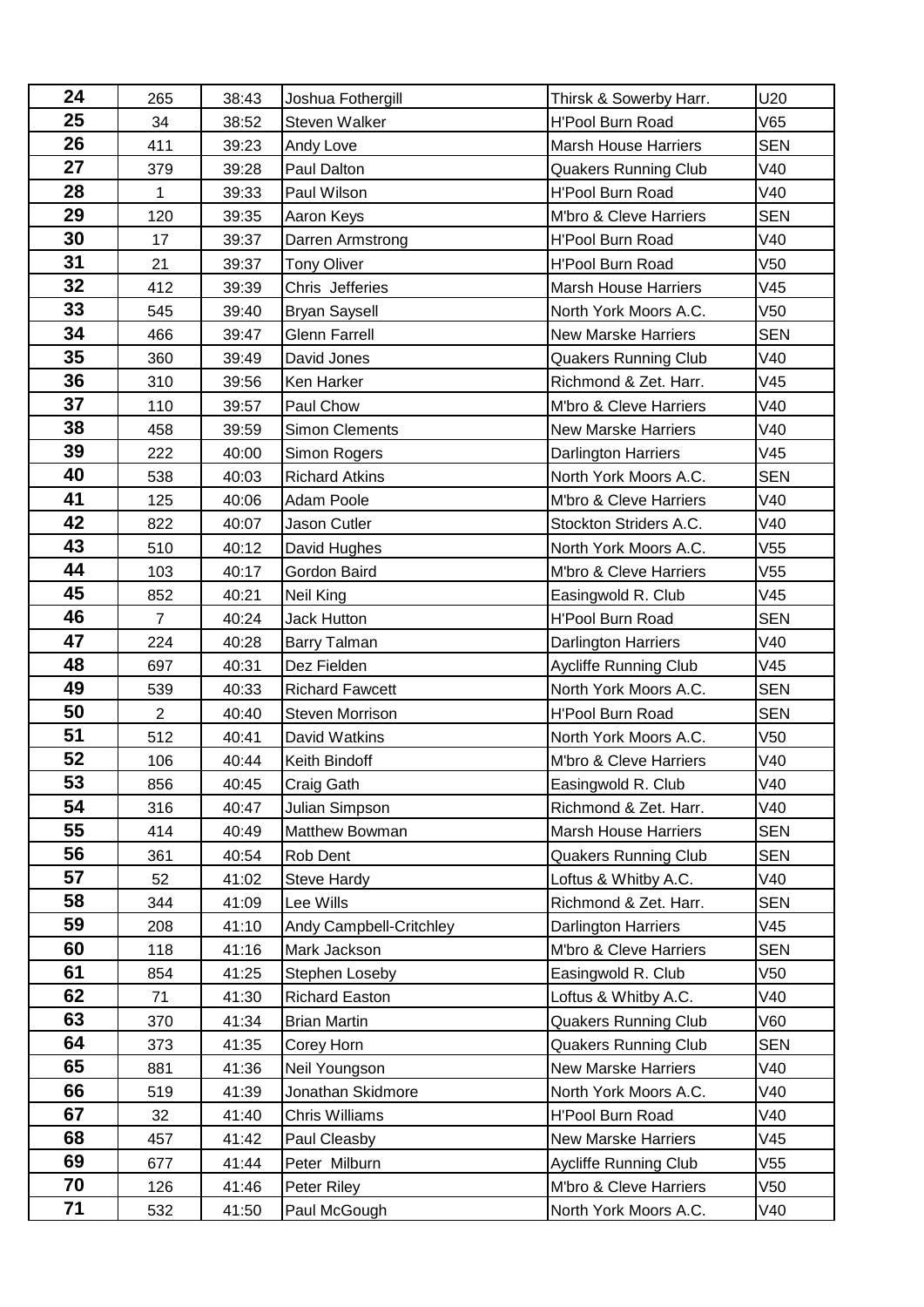| | | | | | |
|---|---|---|---|---|---|
| 24 | 265 | 38:43 | Joshua Fothergill | Thirsk & Sowerby Harr. | U20 |
| 25 | 34 | 38:52 | Steven Walker | H'Pool Burn Road | V65 |
| 26 | 411 | 39:23 | Andy Love | Marsh House Harriers | SEN |
| 27 | 379 | 39:28 | Paul Dalton | Quakers Running Club | V40 |
| 28 | 1 | 39:33 | Paul Wilson | H'Pool Burn Road | V40 |
| 29 | 120 | 39:35 | Aaron Keys | M'bro & Cleve Harriers | SEN |
| 30 | 17 | 39:37 | Darren Armstrong | H'Pool Burn Road | V40 |
| 31 | 21 | 39:37 | Tony Oliver | H'Pool Burn Road | V50 |
| 32 | 412 | 39:39 | Chris  Jefferies | Marsh House Harriers | V45 |
| 33 | 545 | 39:40 | Bryan Saysell | North York Moors A.C. | V50 |
| 34 | 466 | 39:47 | Glenn Farrell | New Marske Harriers | SEN |
| 35 | 360 | 39:49 | David Jones | Quakers Running Club | V40 |
| 36 | 310 | 39:56 | Ken Harker | Richmond & Zet. Harr. | V45 |
| 37 | 110 | 39:57 | Paul Chow | M'bro & Cleve Harriers | V40 |
| 38 | 458 | 39:59 | Simon Clements | New Marske Harriers | V40 |
| 39 | 222 | 40:00 | Simon Rogers | Darlington Harriers | V45 |
| 40 | 538 | 40:03 | Richard Atkins | North York Moors A.C. | SEN |
| 41 | 125 | 40:06 | Adam Poole | M'bro & Cleve Harriers | V40 |
| 42 | 822 | 40:07 | Jason Cutler | Stockton Striders A.C. | V40 |
| 43 | 510 | 40:12 | David Hughes | North York Moors A.C. | V55 |
| 44 | 103 | 40:17 | Gordon Baird | M'bro & Cleve Harriers | V55 |
| 45 | 852 | 40:21 | Neil King | Easingwold R. Club | V45 |
| 46 | 7 | 40:24 | Jack Hutton | H'Pool Burn Road | SEN |
| 47 | 224 | 40:28 | Barry Talman | Darlington Harriers | V40 |
| 48 | 697 | 40:31 | Dez Fielden | Aycliffe Running Club | V45 |
| 49 | 539 | 40:33 | Richard Fawcett | North York Moors A.C. | SEN |
| 50 | 2 | 40:40 | Steven Morrison | H'Pool Burn Road | SEN |
| 51 | 512 | 40:41 | David Watkins | North York Moors A.C. | V50 |
| 52 | 106 | 40:44 | Keith Bindoff | M'bro & Cleve Harriers | V40 |
| 53 | 856 | 40:45 | Craig Gath | Easingwold R. Club | V40 |
| 54 | 316 | 40:47 | Julian Simpson | Richmond & Zet. Harr. | V40 |
| 55 | 414 | 40:49 | Matthew Bowman | Marsh House Harriers | SEN |
| 56 | 361 | 40:54 | Rob Dent | Quakers Running Club | SEN |
| 57 | 52 | 41:02 | Steve Hardy | Loftus & Whitby A.C. | V40 |
| 58 | 344 | 41:09 | Lee Wills | Richmond & Zet. Harr. | SEN |
| 59 | 208 | 41:10 | Andy Campbell-Critchley | Darlington Harriers | V45 |
| 60 | 118 | 41:16 | Mark Jackson | M'bro & Cleve Harriers | SEN |
| 61 | 854 | 41:25 | Stephen Loseby | Easingwold R. Club | V50 |
| 62 | 71 | 41:30 | Richard Easton | Loftus & Whitby A.C. | V40 |
| 63 | 370 | 41:34 | Brian Martin | Quakers Running Club | V60 |
| 64 | 373 | 41:35 | Corey Horn | Quakers Running Club | SEN |
| 65 | 881 | 41:36 | Neil Youngson | New Marske Harriers | V40 |
| 66 | 519 | 41:39 | Jonathan Skidmore | North York Moors A.C. | V40 |
| 67 | 32 | 41:40 | Chris Williams | H'Pool Burn Road | V40 |
| 68 | 457 | 41:42 | Paul Cleasby | New Marske Harriers | V45 |
| 69 | 677 | 41:44 | Peter  Milburn | Aycliffe Running Club | V55 |
| 70 | 126 | 41:46 | Peter Riley | M'bro & Cleve Harriers | V50 |
| 71 | 532 | 41:50 | Paul McGough | North York Moors A.C. | V40 |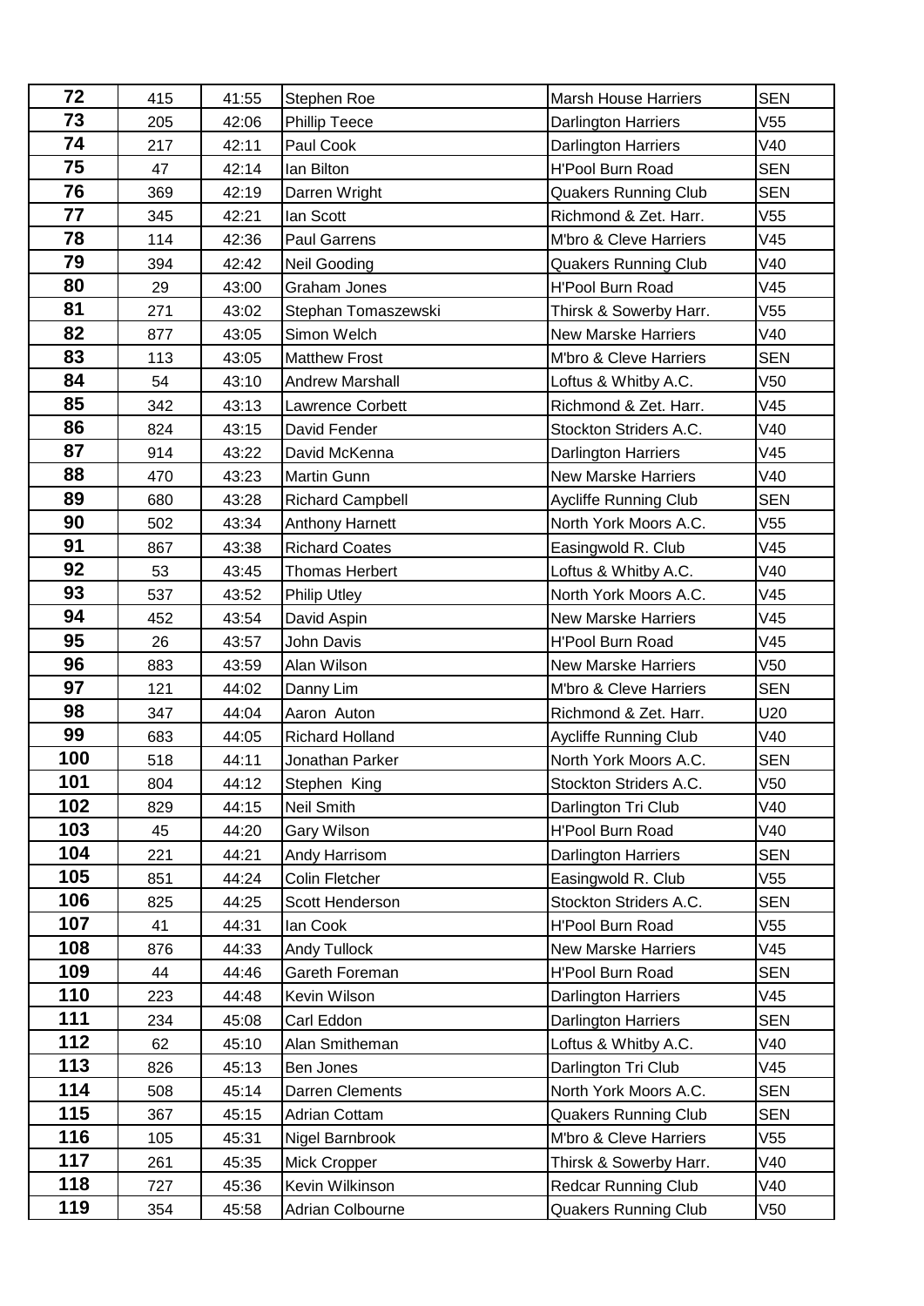| 72 | 415 | 41:55 | Stephen Roe | Marsh House Harriers | SEN |
|---|---|---|---|---|---|
| 73 | 205 | 42:06 | Phillip Teece | Darlington Harriers | V55 |
| 74 | 217 | 42:11 | Paul Cook | Darlington Harriers | V40 |
| 75 | 47 | 42:14 | Ian Bilton | H'Pool Burn Road | SEN |
| 76 | 369 | 42:19 | Darren Wright | Quakers Running Club | SEN |
| 77 | 345 | 42:21 | Ian Scott | Richmond & Zet. Harr. | V55 |
| 78 | 114 | 42:36 | Paul Garrens | M'bro & Cleve Harriers | V45 |
| 79 | 394 | 42:42 | Neil Gooding | Quakers Running Club | V40 |
| 80 | 29 | 43:00 | Graham Jones | H'Pool Burn Road | V45 |
| 81 | 271 | 43:02 | Stephan Tomaszewski | Thirsk & Sowerby Harr. | V55 |
| 82 | 877 | 43:05 | Simon Welch | New Marske Harriers | V40 |
| 83 | 113 | 43:05 | Matthew Frost | M'bro & Cleve Harriers | SEN |
| 84 | 54 | 43:10 | Andrew Marshall | Loftus & Whitby A.C. | V50 |
| 85 | 342 | 43:13 | Lawrence Corbett | Richmond & Zet. Harr. | V45 |
| 86 | 824 | 43:15 | David Fender | Stockton Striders A.C. | V40 |
| 87 | 914 | 43:22 | David McKenna | Darlington Harriers | V45 |
| 88 | 470 | 43:23 | Martin Gunn | New Marske Harriers | V40 |
| 89 | 680 | 43:28 | Richard Campbell | Aycliffe Running Club | SEN |
| 90 | 502 | 43:34 | Anthony Harnett | North York Moors A.C. | V55 |
| 91 | 867 | 43:38 | Richard Coates | Easingwold R. Club | V45 |
| 92 | 53 | 43:45 | Thomas Herbert | Loftus & Whitby A.C. | V40 |
| 93 | 537 | 43:52 | Philip Utley | North York Moors A.C. | V45 |
| 94 | 452 | 43:54 | David Aspin | New Marske Harriers | V45 |
| 95 | 26 | 43:57 | John Davis | H'Pool Burn Road | V45 |
| 96 | 883 | 43:59 | Alan Wilson | New Marske Harriers | V50 |
| 97 | 121 | 44:02 | Danny Lim | M'bro & Cleve Harriers | SEN |
| 98 | 347 | 44:04 | Aaron Auton | Richmond & Zet. Harr. | U20 |
| 99 | 683 | 44:05 | Richard Holland | Aycliffe Running Club | V40 |
| 100 | 518 | 44:11 | Jonathan Parker | North York Moors A.C. | SEN |
| 101 | 804 | 44:12 | Stephen King | Stockton Striders A.C. | V50 |
| 102 | 829 | 44:15 | Neil Smith | Darlington Tri Club | V40 |
| 103 | 45 | 44:20 | Gary Wilson | H'Pool Burn Road | V40 |
| 104 | 221 | 44:21 | Andy Harrisom | Darlington Harriers | SEN |
| 105 | 851 | 44:24 | Colin Fletcher | Easingwold R. Club | V55 |
| 106 | 825 | 44:25 | Scott Henderson | Stockton Striders A.C. | SEN |
| 107 | 41 | 44:31 | Ian Cook | H'Pool Burn Road | V55 |
| 108 | 876 | 44:33 | Andy Tullock | New Marske Harriers | V45 |
| 109 | 44 | 44:46 | Gareth Foreman | H'Pool Burn Road | SEN |
| 110 | 223 | 44:48 | Kevin Wilson | Darlington Harriers | V45 |
| 111 | 234 | 45:08 | Carl Eddon | Darlington Harriers | SEN |
| 112 | 62 | 45:10 | Alan Smitheman | Loftus & Whitby A.C. | V40 |
| 113 | 826 | 45:13 | Ben Jones | Darlington Tri Club | V45 |
| 114 | 508 | 45:14 | Darren Clements | North York Moors A.C. | SEN |
| 115 | 367 | 45:15 | Adrian Cottam | Quakers Running Club | SEN |
| 116 | 105 | 45:31 | Nigel Barnbrook | M'bro & Cleve Harriers | V55 |
| 117 | 261 | 45:35 | Mick Cropper | Thirsk & Sowerby Harr. | V40 |
| 118 | 727 | 45:36 | Kevin Wilkinson | Redcar Running Club | V40 |
| 119 | 354 | 45:58 | Adrian Colbourne | Quakers Running Club | V50 |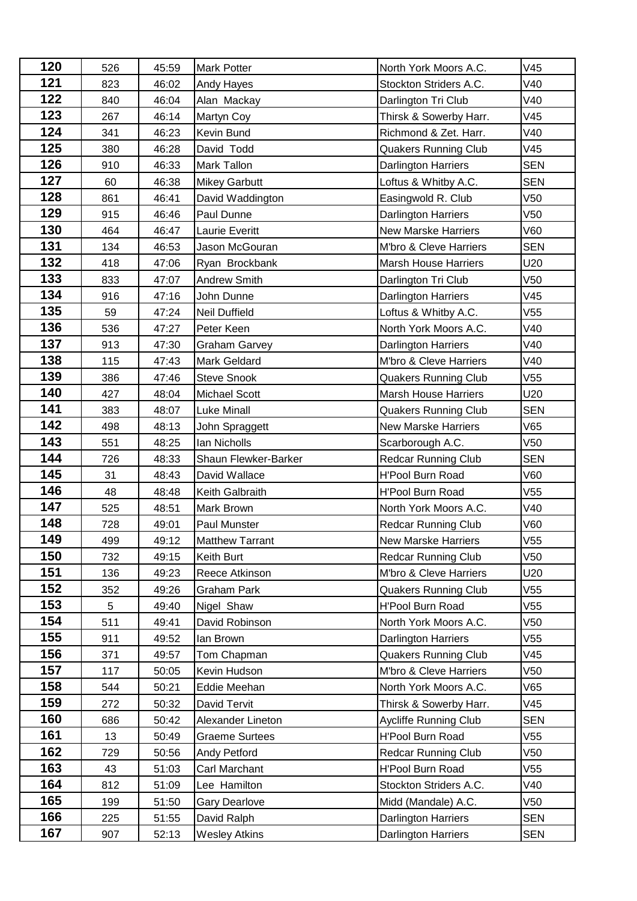| 120 | 526 | 45:59 | Mark Potter | North York Moors A.C. | V45 |
|---|---|---|---|---|---|
| 121 | 823 | 46:02 | Andy Hayes | Stockton Striders A.C. | V40 |
| 122 | 840 | 46:04 | Alan Mackay | Darlington Tri Club | V40 |
| 123 | 267 | 46:14 | Martyn Coy | Thirsk & Sowerby Harr. | V45 |
| 124 | 341 | 46:23 | Kevin Bund | Richmond & Zet. Harr. | V40 |
| 125 | 380 | 46:28 | David Todd | Quakers Running Club | V45 |
| 126 | 910 | 46:33 | Mark Tallon | Darlington Harriers | SEN |
| 127 | 60 | 46:38 | Mikey Garbutt | Loftus & Whitby A.C. | SEN |
| 128 | 861 | 46:41 | David Waddington | Easingwold R. Club | V50 |
| 129 | 915 | 46:46 | Paul Dunne | Darlington Harriers | V50 |
| 130 | 464 | 46:47 | Laurie Everitt | New Marske Harriers | V60 |
| 131 | 134 | 46:53 | Jason McGouran | M'bro & Cleve Harriers | SEN |
| 132 | 418 | 47:06 | Ryan Brockbank | Marsh House Harriers | U20 |
| 133 | 833 | 47:07 | Andrew Smith | Darlington Tri Club | V50 |
| 134 | 916 | 47:16 | John Dunne | Darlington Harriers | V45 |
| 135 | 59 | 47:24 | Neil Duffield | Loftus & Whitby A.C. | V55 |
| 136 | 536 | 47:27 | Peter Keen | North York Moors A.C. | V40 |
| 137 | 913 | 47:30 | Graham Garvey | Darlington Harriers | V40 |
| 138 | 115 | 47:43 | Mark Geldard | M'bro & Cleve Harriers | V40 |
| 139 | 386 | 47:46 | Steve Snook | Quakers Running Club | V55 |
| 140 | 427 | 48:04 | Michael Scott | Marsh House Harriers | U20 |
| 141 | 383 | 48:07 | Luke Minall | Quakers Running Club | SEN |
| 142 | 498 | 48:13 | John Spraggett | New Marske Harriers | V65 |
| 143 | 551 | 48:25 | Ian Nicholls | Scarborough A.C. | V50 |
| 144 | 726 | 48:33 | Shaun Flewker-Barker | Redcar Running Club | SEN |
| 145 | 31 | 48:43 | David Wallace | H'Pool Burn Road | V60 |
| 146 | 48 | 48:48 | Keith Galbraith | H'Pool Burn Road | V55 |
| 147 | 525 | 48:51 | Mark Brown | North York Moors A.C. | V40 |
| 148 | 728 | 49:01 | Paul Munster | Redcar Running Club | V60 |
| 149 | 499 | 49:12 | Matthew Tarrant | New Marske Harriers | V55 |
| 150 | 732 | 49:15 | Keith Burt | Redcar Running Club | V50 |
| 151 | 136 | 49:23 | Reece Atkinson | M'bro & Cleve Harriers | U20 |
| 152 | 352 | 49:26 | Graham Park | Quakers Running Club | V55 |
| 153 | 5 | 49:40 | Nigel Shaw | H'Pool Burn Road | V55 |
| 154 | 511 | 49:41 | David Robinson | North York Moors A.C. | V50 |
| 155 | 911 | 49:52 | Ian Brown | Darlington Harriers | V55 |
| 156 | 371 | 49:57 | Tom Chapman | Quakers Running Club | V45 |
| 157 | 117 | 50:05 | Kevin Hudson | M'bro & Cleve Harriers | V50 |
| 158 | 544 | 50:21 | Eddie Meehan | North York Moors A.C. | V65 |
| 159 | 272 | 50:32 | David Tervit | Thirsk & Sowerby Harr. | V45 |
| 160 | 686 | 50:42 | Alexander Lineton | Aycliffe Running Club | SEN |
| 161 | 13 | 50:49 | Graeme Surtees | H'Pool Burn Road | V55 |
| 162 | 729 | 50:56 | Andy Petford | Redcar Running Club | V50 |
| 163 | 43 | 51:03 | Carl Marchant | H'Pool Burn Road | V55 |
| 164 | 812 | 51:09 | Lee Hamilton | Stockton Striders A.C. | V40 |
| 165 | 199 | 51:50 | Gary Dearlove | Midd (Mandale) A.C. | V50 |
| 166 | 225 | 51:55 | David Ralph | Darlington Harriers | SEN |
| 167 | 907 | 52:13 | Wesley Atkins | Darlington Harriers | SEN |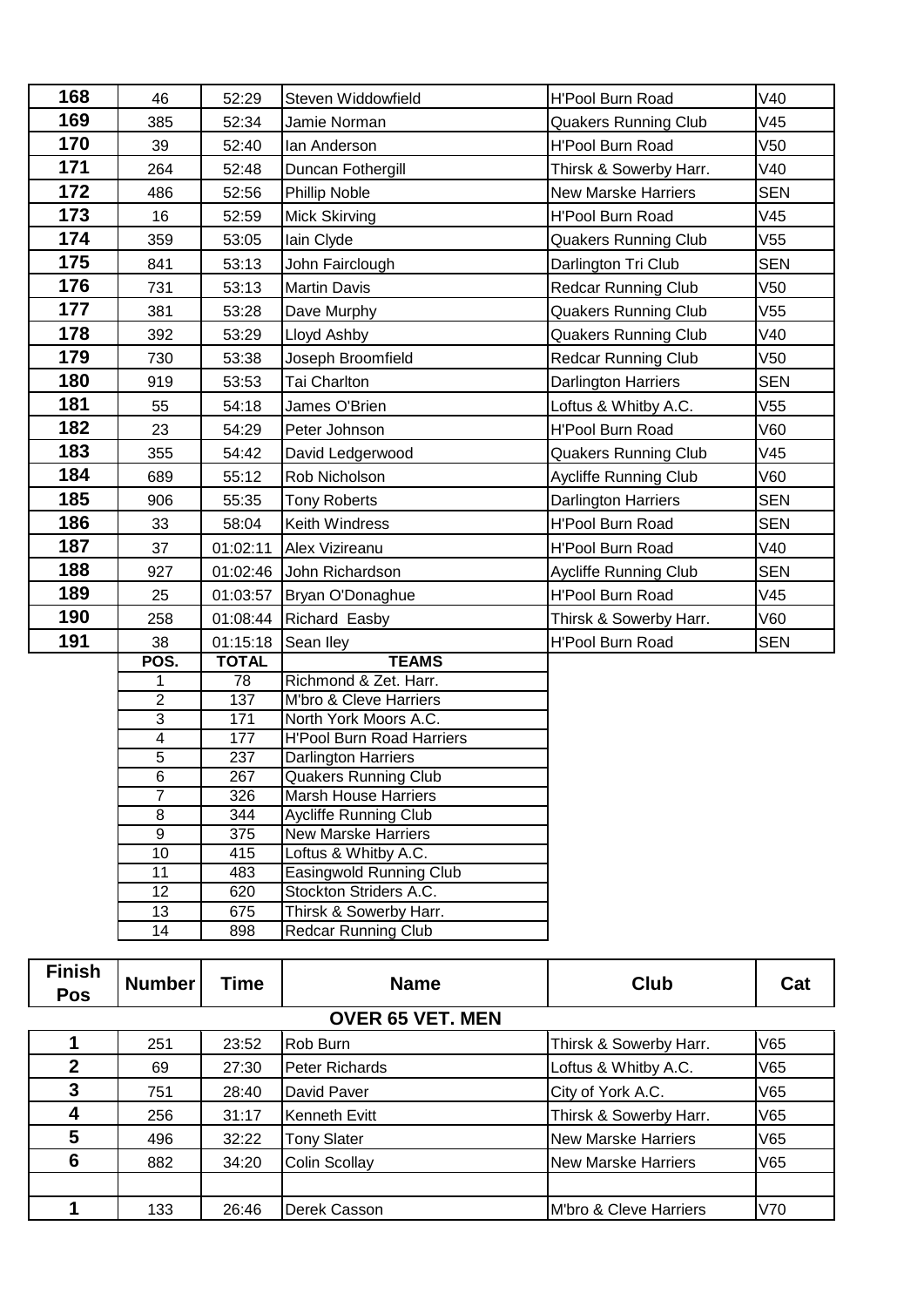| | | | | | |
|---|---|---|---|---|---|
| **168** | 46 | 52:29 | Steven Widdowfield | H'Pool Burn Road | V40 |
| **169** | 385 | 52:34 | Jamie Norman | Quakers Running Club | V45 |
| **170** | 39 | 52:40 | Ian Anderson | H'Pool Burn Road | V50 |
| **171** | 264 | 52:48 | Duncan Fothergill | Thirsk & Sowerby Harr. | V40 |
| **172** | 486 | 52:56 | Phillip Noble | New Marske Harriers | SEN |
| **173** | 16 | 52:59 | Mick Skirving | H'Pool Burn Road | V45 |
| **174** | 359 | 53:05 | Iain Clyde | Quakers Running Club | V55 |
| **175** | 841 | 53:13 | John Fairclough | Darlington Tri Club | SEN |
| **176** | 731 | 53:13 | Martin Davis | Redcar Running Club | V50 |
| **177** | 381 | 53:28 | Dave Murphy | Quakers Running Club | V55 |
| **178** | 392 | 53:29 | Lloyd Ashby | Quakers Running Club | V40 |
| **179** | 730 | 53:38 | Joseph Broomfield | Redcar Running Club | V50 |
| **180** | 919 | 53:53 | Tai Charlton | Darlington Harriers | SEN |
| **181** | 55 | 54:18 | James O'Brien | Loftus & Whitby A.C. | V55 |
| **182** | 23 | 54:29 | Peter Johnson | H'Pool Burn Road | V60 |
| **183** | 355 | 54:42 | David Ledgerwood | Quakers Running Club | V45 |
| **184** | 689 | 55:12 | Rob Nicholson | Aycliffe Running Club | V60 |
| **185** | 906 | 55:35 | Tony Roberts | Darlington Harriers | SEN |
| **186** | 33 | 58:04 | Keith Windress | H'Pool Burn Road | SEN |
| **187** | 37 | 01:02:11 | Alex Vizireanu | H'Pool Burn Road | V40 |
| **188** | 927 | 01:02:46 | John Richardson | Aycliffe Running Club | SEN |
| **189** | 25 | 01:03:57 | Bryan O'Donaghue | H'Pool Burn Road | V45 |
| **190** | 258 | 01:08:44 | Richard Easby | Thirsk & Sowerby Harr. | V60 |
| **191** | 38 | 01:15:18 | Sean Iley | H'Pool Burn Road | SEN |

| POS. | TOTAL | TEAMS |
|---|---|---|
| 1 | 78 | Richmond & Zet. Harr. |
| 2 | 137 | M'bro & Cleve Harriers |
| 3 | 171 | North York Moors A.C. |
| 4 | 177 | H'Pool Burn Road Harriers |
| 5 | 237 | Darlington Harriers |
| 6 | 267 | Quakers Running Club |
| 7 | 326 | Marsh House Harriers |
| 8 | 344 | Aycliffe Running Club |
| 9 | 375 | New Marske Harriers |
| 10 | 415 | Loftus & Whitby A.C. |
| 11 | 483 | Easingwold Running Club |
| 12 | 620 | Stockton Striders A.C. |
| 13 | 675 | Thirsk & Sowerby Harr. |
| 14 | 898 | Redcar Running Club |

| Finish Pos | Number | Time | Name | Club | Cat |
|---|---|---|---|---|---|
| | | | **OVER 65 VET. MEN** | | |
| **1** | 251 | 23:52 | Rob Burn | Thirsk & Sowerby Harr. | V65 |
| **2** | 69 | 27:30 | Peter Richards | Loftus & Whitby A.C. | V65 |
| **3** | 751 | 28:40 | David Paver | City of York A.C. | V65 |
| **4** | 256 | 31:17 | Kenneth Evitt | Thirsk & Sowerby Harr. | V65 |
| **5** | 496 | 32:22 | Tony Slater | New Marske Harriers | V65 |
| **6** | 882 | 34:20 | Colin Scollay | New Marske Harriers | V65 |
| | | | | | |
| **1** | 133 | 26:46 | Derek Casson | M'bro & Cleve Harriers | V70 |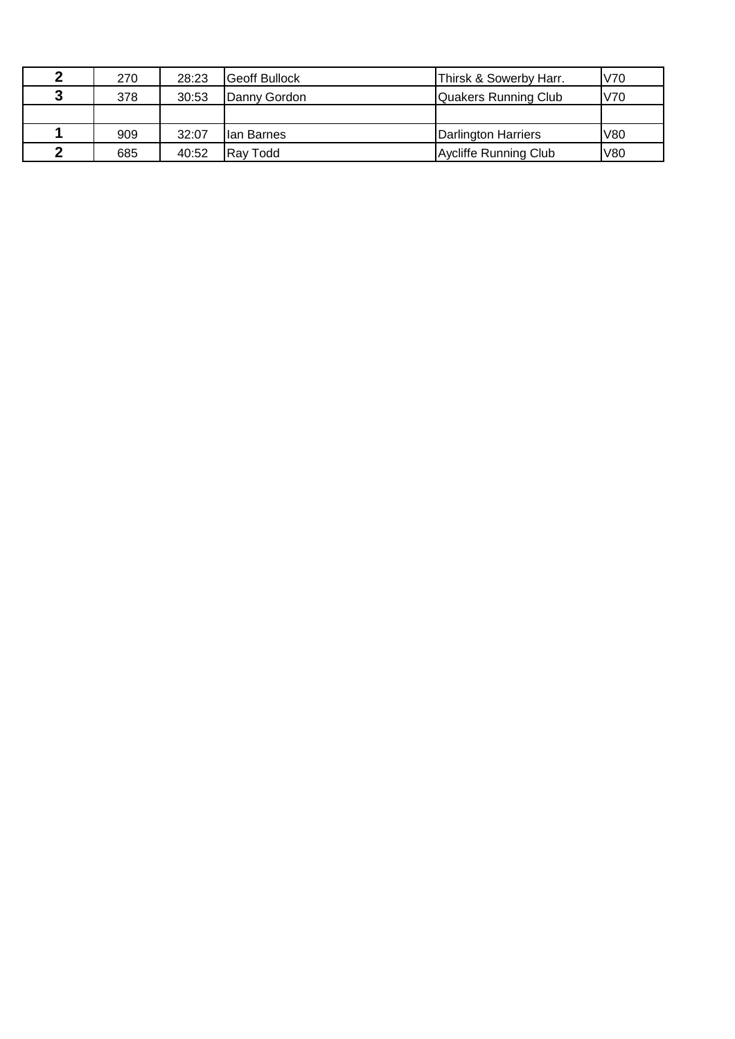| | | | | | |
|---|---|---|---|---|---|
| **2** | 270 | 28:23 | Geoff Bullock | Thirsk & Sowerby Harr. | V70 |
| **3** | 378 | 30:53 | Danny Gordon | Quakers Running Club | V70 |
| | | | | | |
| **1** | 909 | 32:07 | Ian Barnes | Darlington Harriers | V80 |
| **2** | 685 | 40:52 | Ray Todd | Aycliffe Running Club | V80 |